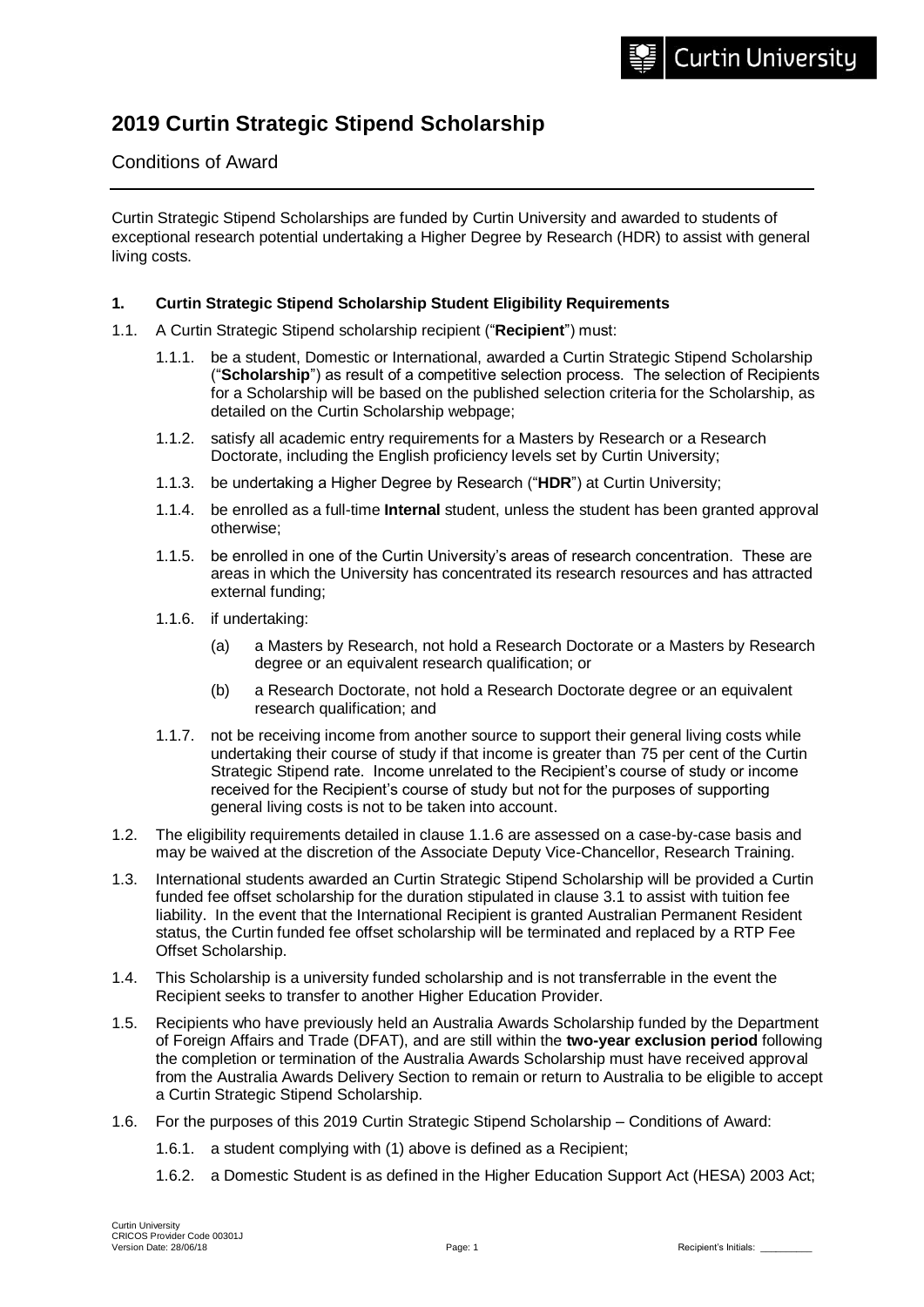# 2019 Curtin Strategic Stipend Scholarship

Conditions of Award

Curtin Strategic Stipend Scholarships are funded by Curtin University and awarded to students of exceptional research potential undertaking a Higher Degree by Research (HDR) to assist with general living costs.

**1. Curtin Strategic Stipend Scholarship Student Eligibility Requirements**

1.1. A Curtin Strategic Stipend scholarship recipient ("**Recipient**") must:

1.1.1. be a student, Domestic or International, awarded a Curtin Strategic Stipend Scholarship ("**Scholarship**") as result of a competitive selection process. The selection of Recipients for a Scholarship will be based on the published selection criteria for the Scholarship, as detailed on the Curtin Scholarship webpage;

1.1.2. satisfy all academic entry requirements for a Masters by Research or a Research Doctorate, including the English proficiency levels set by Curtin University;

1.1.3. be undertaking a Higher Degree by Research ("**HDR**") at Curtin University;

1.1.4. be enrolled as a full-time **Internal** student, unless the student has been granted approval otherwise;

1.1.5. be enrolled in one of the Curtin University's areas of research concentration. These are areas in which the University has concentrated its research resources and has attracted external funding;

1.1.6. if undertaking:

(a) a Masters by Research, not hold a Research Doctorate or a Masters by Research degree or an equivalent research qualification; or

(b) a Research Doctorate, not hold a Research Doctorate degree or an equivalent research qualification; and

1.1.7. not be receiving income from another source to support their general living costs while undertaking their course of study if that income is greater than 75 per cent of the Curtin Strategic Stipend rate. Income unrelated to the Recipient's course of study or income received for the Recipient's course of study but not for the purposes of supporting general living costs is not to be taken into account.

1.2. The eligibility requirements detailed in clause 1.1.6 are assessed on a case-by-case basis and may be waived at the discretion of the Associate Deputy Vice-Chancellor, Research Training.

1.3. International students awarded an Curtin Strategic Stipend Scholarship will be provided a Curtin funded fee offset scholarship for the duration stipulated in clause 3.1 to assist with tuition fee liability. In the event that the International Recipient is granted Australian Permanent Resident status, the Curtin funded fee offset scholarship will be terminated and replaced by a RTP Fee Offset Scholarship.

1.4. This Scholarship is a university funded scholarship and is not transferrable in the event the Recipient seeks to transfer to another Higher Education Provider.

1.5. Recipients who have previously held an Australia Awards Scholarship funded by the Department of Foreign Affairs and Trade (DFAT), and are still within the **two-year exclusion period** following the completion or termination of the Australia Awards Scholarship must have received approval from the Australia Awards Delivery Section to remain or return to Australia to be eligible to accept a Curtin Strategic Stipend Scholarship.

1.6. For the purposes of this 2019 Curtin Strategic Stipend Scholarship – Conditions of Award:

1.6.1. a student complying with (1) above is defined as a Recipient;

1.6.2. a Domestic Student is as defined in the Higher Education Support Act (HESA) 2003 Act;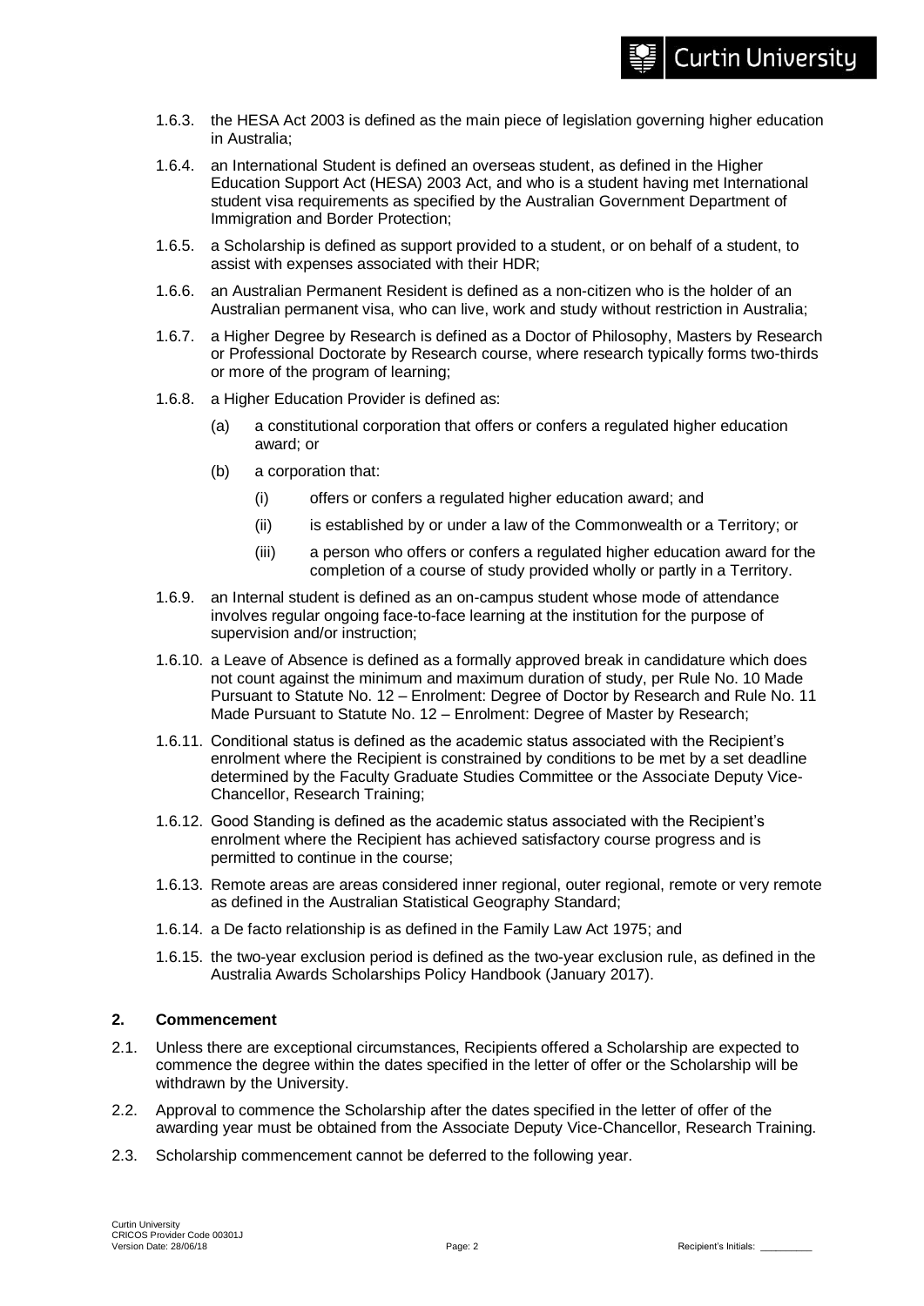1.6.3. the HESA Act 2003 is defined as the main piece of legislation governing higher education in Australia;

1.6.4. an International Student is defined an overseas student, as defined in the Higher Education Support Act (HESA) 2003 Act, and who is a student having met International student visa requirements as specified by the Australian Government Department of Immigration and Border Protection;

1.6.5. a Scholarship is defined as support provided to a student, or on behalf of a student, to assist with expenses associated with their HDR;

1.6.6. an Australian Permanent Resident is defined as a non-citizen who is the holder of an Australian permanent visa, who can live, work and study without restriction in Australia;

1.6.7. a Higher Degree by Research is defined as a Doctor of Philosophy, Masters by Research or Professional Doctorate by Research course, where research typically forms two-thirds or more of the program of learning;

1.6.8. a Higher Education Provider is defined as:

(a) a constitutional corporation that offers or confers a regulated higher education award; or

(b) a corporation that:

(i) offers or confers a regulated higher education award; and

(ii) is established by or under a law of the Commonwealth or a Territory; or

(iii) a person who offers or confers a regulated higher education award for the completion of a course of study provided wholly or partly in a Territory.

1.6.9. an Internal student is defined as an on-campus student whose mode of attendance involves regular ongoing face-to-face learning at the institution for the purpose of supervision and/or instruction;

1.6.10. a Leave of Absence is defined as a formally approved break in candidature which does not count against the minimum and maximum duration of study, per Rule No. 10 Made Pursuant to Statute No. 12 – Enrolment: Degree of Doctor by Research and Rule No. 11 Made Pursuant to Statute No. 12 – Enrolment: Degree of Master by Research;

1.6.11. Conditional status is defined as the academic status associated with the Recipient's enrolment where the Recipient is constrained by conditions to be met by a set deadline determined by the Faculty Graduate Studies Committee or the Associate Deputy Vice-Chancellor, Research Training;

1.6.12. Good Standing is defined as the academic status associated with the Recipient's enrolment where the Recipient has achieved satisfactory course progress and is permitted to continue in the course;

1.6.13. Remote areas are areas considered inner regional, outer regional, remote or very remote as defined in the Australian Statistical Geography Standard;

1.6.14. a De facto relationship is as defined in the Family Law Act 1975; and

1.6.15. the two-year exclusion period is defined as the two-year exclusion rule, as defined in the Australia Awards Scholarships Policy Handbook (January 2017).

## 2. Commencement

2.1. Unless there are exceptional circumstances, Recipients offered a Scholarship are expected to commence the degree within the dates specified in the letter of offer or the Scholarship will be withdrawn by the University.

2.2. Approval to commence the Scholarship after the dates specified in the letter of offer of the awarding year must be obtained from the Associate Deputy Vice-Chancellor, Research Training.

2.3. Scholarship commencement cannot be deferred to the following year.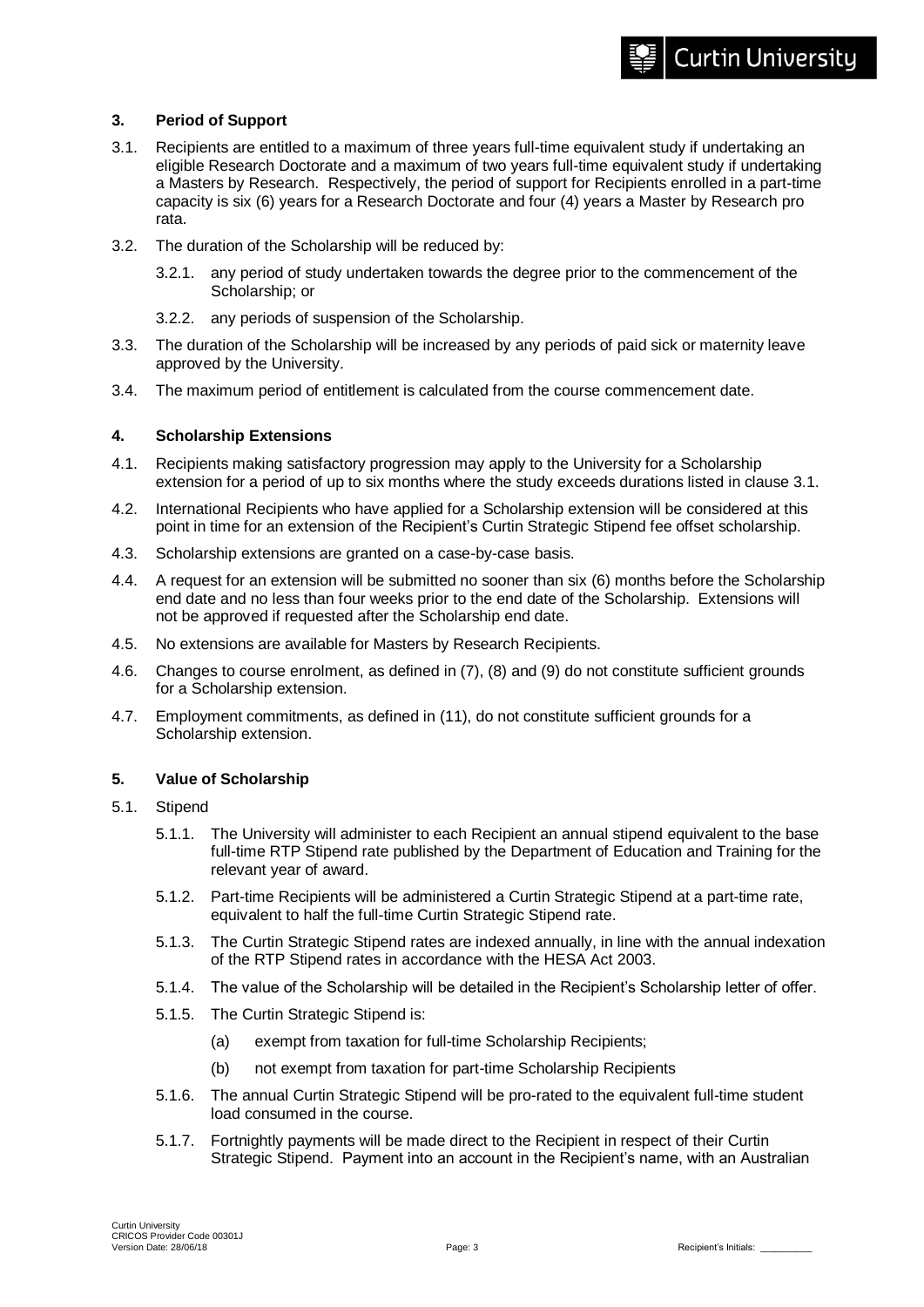### 3. Period of Support

3.1. Recipients are entitled to a maximum of three years full-time equivalent study if undertaking an eligible Research Doctorate and a maximum of two years full-time equivalent study if undertaking a Masters by Research. Respectively, the period of support for Recipients enrolled in a part-time capacity is six (6) years for a Research Doctorate and four (4) years a Master by Research pro rata.

3.2. The duration of the Scholarship will be reduced by:

- 3.2.1. any period of study undertaken towards the degree prior to the commencement of the Scholarship; or
- 3.2.2. any periods of suspension of the Scholarship.

3.3. The duration of the Scholarship will be increased by any periods of paid sick or maternity leave approved by the University.

3.4. The maximum period of entitlement is calculated from the course commencement date.

### 4. Scholarship Extensions

4.1. Recipients making satisfactory progression may apply to the University for a Scholarship extension for a period of up to six months where the study exceeds durations listed in clause 3.1.

4.2. International Recipients who have applied for a Scholarship extension will be considered at this point in time for an extension of the Recipient's Curtin Strategic Stipend fee offset scholarship.

4.3. Scholarship extensions are granted on a case-by-case basis.

4.4. A request for an extension will be submitted no sooner than six (6) months before the Scholarship end date and no less than four weeks prior to the end date of the Scholarship. Extensions will not be approved if requested after the Scholarship end date.

4.5. No extensions are available for Masters by Research Recipients.

4.6. Changes to course enrolment, as defined in (7), (8) and (9) do not constitute sufficient grounds for a Scholarship extension.

4.7. Employment commitments, as defined in (11), do not constitute sufficient grounds for a Scholarship extension.

### 5. Value of Scholarship

5.1. Stipend

- 5.1.1. The University will administer to each Recipient an annual stipend equivalent to the base full-time RTP Stipend rate published by the Department of Education and Training for the relevant year of award.
- 5.1.2. Part-time Recipients will be administered a Curtin Strategic Stipend at a part-time rate, equivalent to half the full-time Curtin Strategic Stipend rate.
- 5.1.3. The Curtin Strategic Stipend rates are indexed annually, in line with the annual indexation of the RTP Stipend rates in accordance with the HESA Act 2003.
- 5.1.4. The value of the Scholarship will be detailed in the Recipient's Scholarship letter of offer.
- 5.1.5. The Curtin Strategic Stipend is:
  - (a) exempt from taxation for full-time Scholarship Recipients;
  - (b) not exempt from taxation for part-time Scholarship Recipients
- 5.1.6. The annual Curtin Strategic Stipend will be pro-rated to the equivalent full-time student load consumed in the course.
- 5.1.7. Fortnightly payments will be made direct to the Recipient in respect of their Curtin Strategic Stipend. Payment into an account in the Recipient's name, with an Australian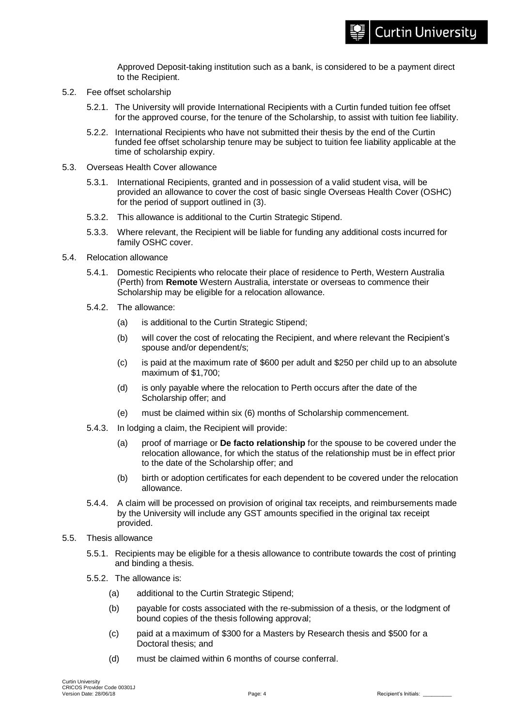Approved Deposit-taking institution such as a bank, is considered to be a payment direct to the Recipient.

5.2. Fee offset scholarship

5.2.1. The University will provide International Recipients with a Curtin funded tuition fee offset for the approved course, for the tenure of the Scholarship, to assist with tuition fee liability.

5.2.2. International Recipients who have not submitted their thesis by the end of the Curtin funded fee offset scholarship tenure may be subject to tuition fee liability applicable at the time of scholarship expiry.

5.3. Overseas Health Cover allowance

5.3.1. International Recipients, granted and in possession of a valid student visa, will be provided an allowance to cover the cost of basic single Overseas Health Cover (OSHC) for the period of support outlined in (3).

5.3.2. This allowance is additional to the Curtin Strategic Stipend.

5.3.3. Where relevant, the Recipient will be liable for funding any additional costs incurred for family OSHC cover.

5.4. Relocation allowance

5.4.1. Domestic Recipients who relocate their place of residence to Perth, Western Australia (Perth) from **Remote** Western Australia, interstate or overseas to commence their Scholarship may be eligible for a relocation allowance.

5.4.2. The allowance:

(a) is additional to the Curtin Strategic Stipend;

(b) will cover the cost of relocating the Recipient, and where relevant the Recipient's spouse and/or dependent/s;

(c) is paid at the maximum rate of $600 per adult and $250 per child up to an absolute maximum of $1,700;

(d) is only payable where the relocation to Perth occurs after the date of the Scholarship offer; and

(e) must be claimed within six (6) months of Scholarship commencement.

5.4.3. In lodging a claim, the Recipient will provide:

(a) proof of marriage or **De facto relationship** for the spouse to be covered under the relocation allowance, for which the status of the relationship must be in effect prior to the date of the Scholarship offer; and

(b) birth or adoption certificates for each dependent to be covered under the relocation allowance.

5.4.4. A claim will be processed on provision of original tax receipts, and reimbursements made by the University will include any GST amounts specified in the original tax receipt provided.

5.5. Thesis allowance

5.5.1. Recipients may be eligible for a thesis allowance to contribute towards the cost of printing and binding a thesis.

5.5.2. The allowance is:

(a) additional to the Curtin Strategic Stipend;

(b) payable for costs associated with the re-submission of a thesis, or the lodgment of bound copies of the thesis following approval;

(c) paid at a maximum of $300 for a Masters by Research thesis and $500 for a Doctoral thesis; and

(d) must be claimed within 6 months of course conferral.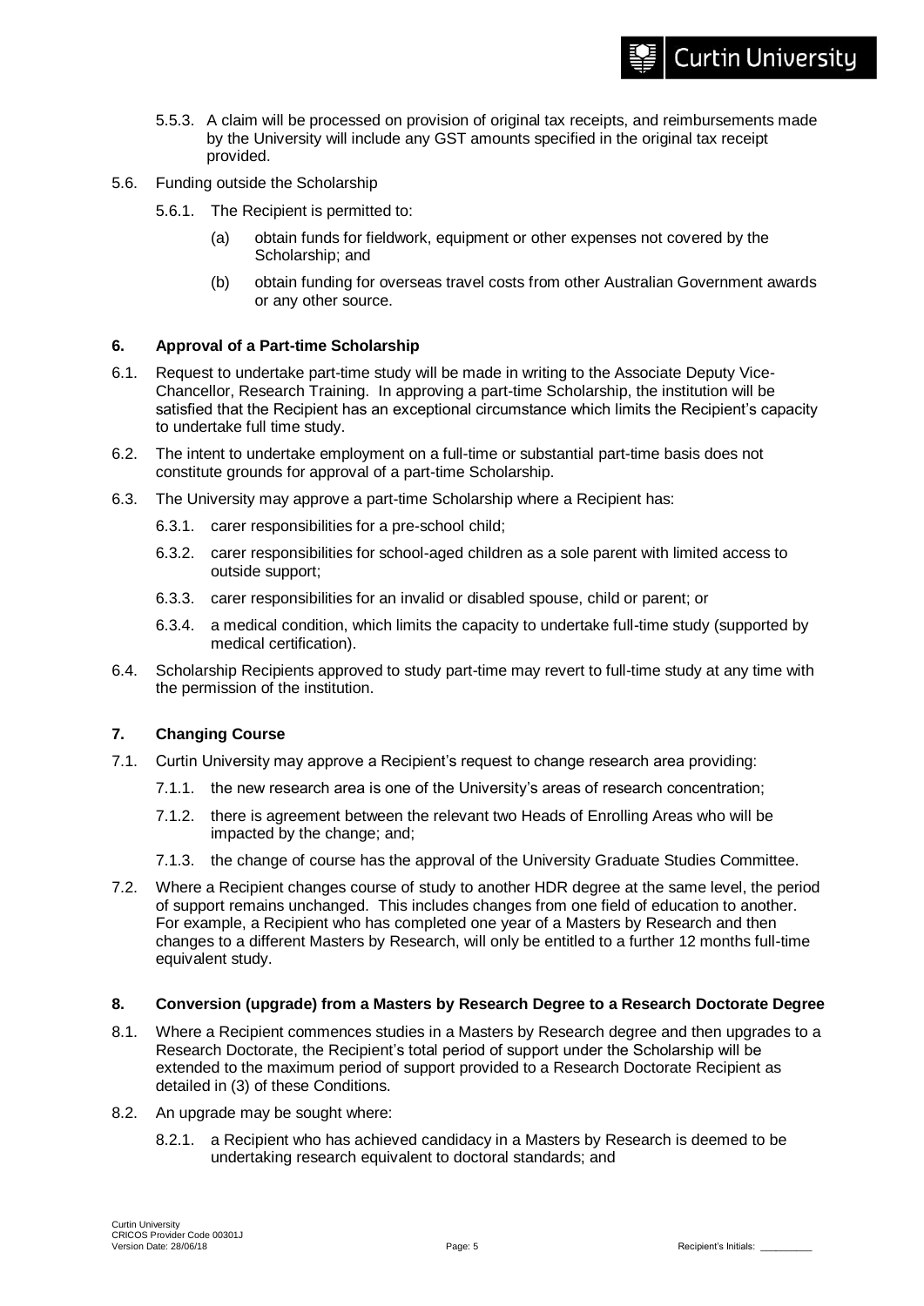5.5.3. A claim will be processed on provision of original tax receipts, and reimbursements made by the University will include any GST amounts specified in the original tax receipt provided.

5.6. Funding outside the Scholarship

5.6.1. The Recipient is permitted to:

(a) obtain funds for fieldwork, equipment or other expenses not covered by the Scholarship; and

(b) obtain funding for overseas travel costs from other Australian Government awards or any other source.

## 6. Approval of a Part-time Scholarship

6.1. Request to undertake part-time study will be made in writing to the Associate Deputy Vice-Chancellor, Research Training. In approving a part-time Scholarship, the institution will be satisfied that the Recipient has an exceptional circumstance which limits the Recipient's capacity to undertake full time study.

6.2. The intent to undertake employment on a full-time or substantial part-time basis does not constitute grounds for approval of a part-time Scholarship.

6.3. The University may approve a part-time Scholarship where a Recipient has:

6.3.1. carer responsibilities for a pre-school child;

6.3.2. carer responsibilities for school-aged children as a sole parent with limited access to outside support;

6.3.3. carer responsibilities for an invalid or disabled spouse, child or parent; or

6.3.4. a medical condition, which limits the capacity to undertake full-time study (supported by medical certification).

6.4. Scholarship Recipients approved to study part-time may revert to full-time study at any time with the permission of the institution.

## 7. Changing Course

7.1. Curtin University may approve a Recipient's request to change research area providing:

7.1.1. the new research area is one of the University's areas of research concentration;

7.1.2. there is agreement between the relevant two Heads of Enrolling Areas who will be impacted by the change; and;

7.1.3. the change of course has the approval of the University Graduate Studies Committee.

7.2. Where a Recipient changes course of study to another HDR degree at the same level, the period of support remains unchanged. This includes changes from one field of education to another. For example, a Recipient who has completed one year of a Masters by Research and then changes to a different Masters by Research, will only be entitled to a further 12 months full-time equivalent study.

## 8. Conversion (upgrade) from a Masters by Research Degree to a Research Doctorate Degree

8.1. Where a Recipient commences studies in a Masters by Research degree and then upgrades to a Research Doctorate, the Recipient's total period of support under the Scholarship will be extended to the maximum period of support provided to a Research Doctorate Recipient as detailed in (3) of these Conditions.

8.2. An upgrade may be sought where:

8.2.1. a Recipient who has achieved candidacy in a Masters by Research is deemed to be undertaking research equivalent to doctoral standards; and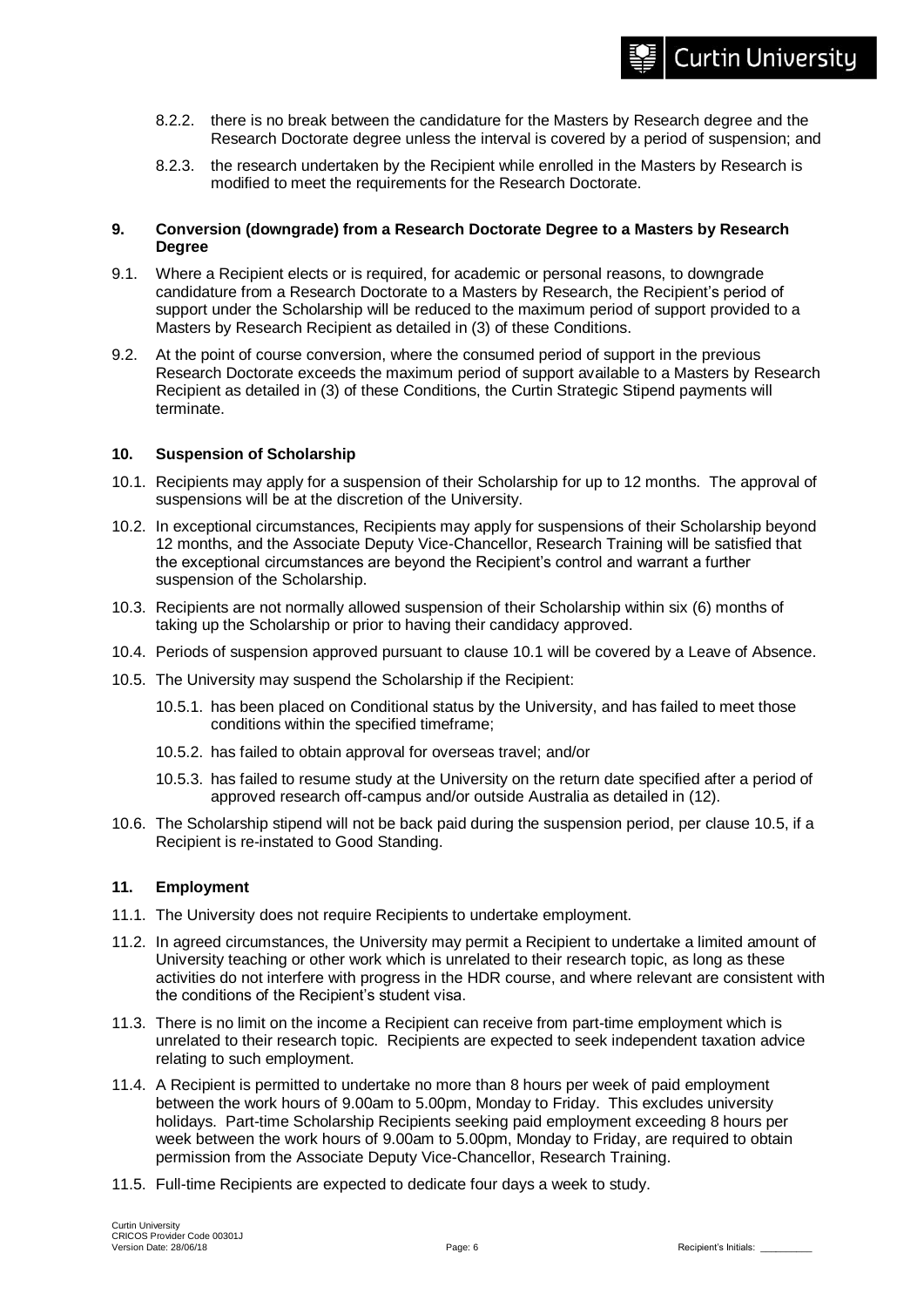8.2.2. there is no break between the candidature for the Masters by Research degree and the Research Doctorate degree unless the interval is covered by a period of suspension; and

8.2.3. the research undertaken by the Recipient while enrolled in the Masters by Research is modified to meet the requirements for the Research Doctorate.

## 9. Conversion (downgrade) from a Research Doctorate Degree to a Masters by Research Degree

9.1. Where a Recipient elects or is required, for academic or personal reasons, to downgrade candidature from a Research Doctorate to a Masters by Research, the Recipient's period of support under the Scholarship will be reduced to the maximum period of support provided to a Masters by Research Recipient as detailed in (3) of these Conditions.

9.2. At the point of course conversion, where the consumed period of support in the previous Research Doctorate exceeds the maximum period of support available to a Masters by Research Recipient as detailed in (3) of these Conditions, the Curtin Strategic Stipend payments will terminate.

## 10. Suspension of Scholarship

10.1. Recipients may apply for a suspension of their Scholarship for up to 12 months. The approval of suspensions will be at the discretion of the University.

10.2. In exceptional circumstances, Recipients may apply for suspensions of their Scholarship beyond 12 months, and the Associate Deputy Vice-Chancellor, Research Training will be satisfied that the exceptional circumstances are beyond the Recipient's control and warrant a further suspension of the Scholarship.

10.3. Recipients are not normally allowed suspension of their Scholarship within six (6) months of taking up the Scholarship or prior to having their candidacy approved.

10.4. Periods of suspension approved pursuant to clause 10.1 will be covered by a Leave of Absence.

10.5. The University may suspend the Scholarship if the Recipient:

10.5.1. has been placed on Conditional status by the University, and has failed to meet those conditions within the specified timeframe;

10.5.2. has failed to obtain approval for overseas travel; and/or

10.5.3. has failed to resume study at the University on the return date specified after a period of approved research off-campus and/or outside Australia as detailed in (12).

10.6. The Scholarship stipend will not be back paid during the suspension period, per clause 10.5, if a Recipient is re-instated to Good Standing.

## 11. Employment

11.1. The University does not require Recipients to undertake employment.

11.2. In agreed circumstances, the University may permit a Recipient to undertake a limited amount of University teaching or other work which is unrelated to their research topic, as long as these activities do not interfere with progress in the HDR course, and where relevant are consistent with the conditions of the Recipient's student visa.

11.3. There is no limit on the income a Recipient can receive from part-time employment which is unrelated to their research topic. Recipients are expected to seek independent taxation advice relating to such employment.

11.4. A Recipient is permitted to undertake no more than 8 hours per week of paid employment between the work hours of 9.00am to 5.00pm, Monday to Friday. This excludes university holidays. Part-time Scholarship Recipients seeking paid employment exceeding 8 hours per week between the work hours of 9.00am to 5.00pm, Monday to Friday, are required to obtain permission from the Associate Deputy Vice-Chancellor, Research Training.

11.5. Full-time Recipients are expected to dedicate four days a week to study.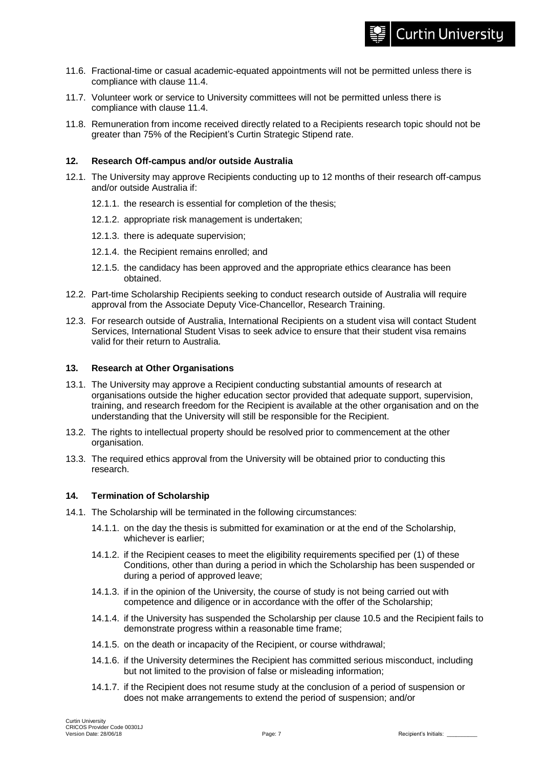11.6. Fractional-time or casual academic-equated appointments will not be permitted unless there is compliance with clause 11.4.

11.7. Volunteer work or service to University committees will not be permitted unless there is compliance with clause 11.4.

11.8. Remuneration from income received directly related to a Recipients research topic should not be greater than 75% of the Recipient's Curtin Strategic Stipend rate.

## 12. Research Off-campus and/or outside Australia

12.1. The University may approve Recipients conducting up to 12 months of their research off-campus and/or outside Australia if:

- 12.1.1. the research is essential for completion of the thesis;
- 12.1.2. appropriate risk management is undertaken;
- 12.1.3. there is adequate supervision;
- 12.1.4. the Recipient remains enrolled; and
- 12.1.5. the candidacy has been approved and the appropriate ethics clearance has been obtained.

12.2. Part-time Scholarship Recipients seeking to conduct research outside of Australia will require approval from the Associate Deputy Vice-Chancellor, Research Training.

12.3. For research outside of Australia, International Recipients on a student visa will contact Student Services, International Student Visas to seek advice to ensure that their student visa remains valid for their return to Australia.

## 13. Research at Other Organisations

13.1. The University may approve a Recipient conducting substantial amounts of research at organisations outside the higher education sector provided that adequate support, supervision, training, and research freedom for the Recipient is available at the other organisation and on the understanding that the University will still be responsible for the Recipient.

13.2. The rights to intellectual property should be resolved prior to commencement at the other organisation.

13.3. The required ethics approval from the University will be obtained prior to conducting this research.

## 14. Termination of Scholarship

14.1. The Scholarship will be terminated in the following circumstances:

- 14.1.1. on the day the thesis is submitted for examination or at the end of the Scholarship, whichever is earlier;
- 14.1.2. if the Recipient ceases to meet the eligibility requirements specified per (1) of these Conditions, other than during a period in which the Scholarship has been suspended or during a period of approved leave;
- 14.1.3. if in the opinion of the University, the course of study is not being carried out with competence and diligence or in accordance with the offer of the Scholarship;
- 14.1.4. if the University has suspended the Scholarship per clause 10.5 and the Recipient fails to demonstrate progress within a reasonable time frame;
- 14.1.5. on the death or incapacity of the Recipient, or course withdrawal;
- 14.1.6. if the University determines the Recipient has committed serious misconduct, including but not limited to the provision of false or misleading information;
- 14.1.7. if the Recipient does not resume study at the conclusion of a period of suspension or does not make arrangements to extend the period of suspension; and/or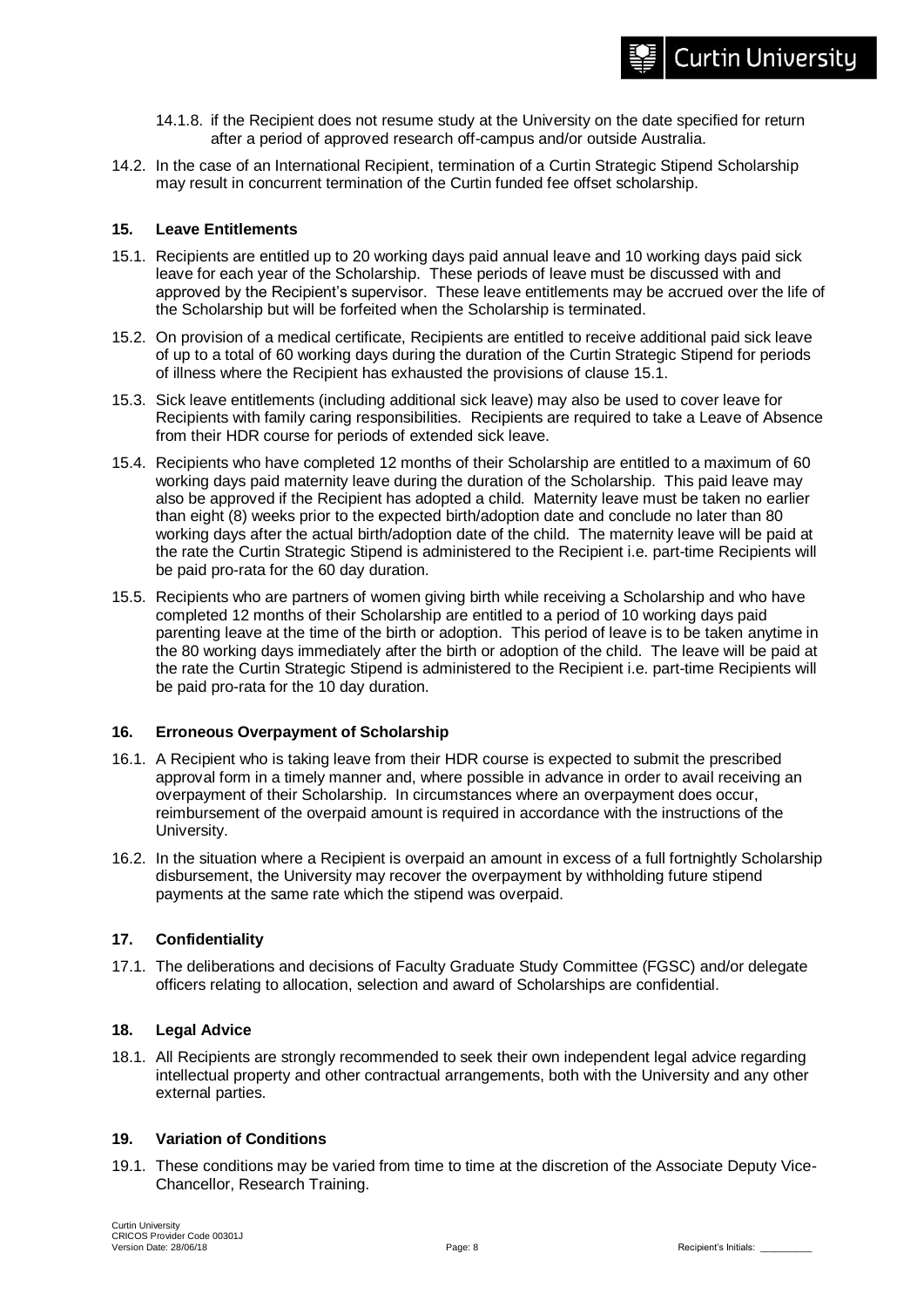14.1.8. if the Recipient does not resume study at the University on the date specified for return after a period of approved research off-campus and/or outside Australia.

14.2. In the case of an International Recipient, termination of a Curtin Strategic Stipend Scholarship may result in concurrent termination of the Curtin funded fee offset scholarship.

## 15. Leave Entitlements

15.1. Recipients are entitled up to 20 working days paid annual leave and 10 working days paid sick leave for each year of the Scholarship. These periods of leave must be discussed with and approved by the Recipient's supervisor. These leave entitlements may be accrued over the life of the Scholarship but will be forfeited when the Scholarship is terminated.

15.2. On provision of a medical certificate, Recipients are entitled to receive additional paid sick leave of up to a total of 60 working days during the duration of the Curtin Strategic Stipend for periods of illness where the Recipient has exhausted the provisions of clause 15.1.

15.3. Sick leave entitlements (including additional sick leave) may also be used to cover leave for Recipients with family caring responsibilities. Recipients are required to take a Leave of Absence from their HDR course for periods of extended sick leave.

15.4. Recipients who have completed 12 months of their Scholarship are entitled to a maximum of 60 working days paid maternity leave during the duration of the Scholarship. This paid leave may also be approved if the Recipient has adopted a child. Maternity leave must be taken no earlier than eight (8) weeks prior to the expected birth/adoption date and conclude no later than 80 working days after the actual birth/adoption date of the child. The maternity leave will be paid at the rate the Curtin Strategic Stipend is administered to the Recipient i.e. part-time Recipients will be paid pro-rata for the 60 day duration.

15.5. Recipients who are partners of women giving birth while receiving a Scholarship and who have completed 12 months of their Scholarship are entitled to a period of 10 working days paid parenting leave at the time of the birth or adoption. This period of leave is to be taken anytime in the 80 working days immediately after the birth or adoption of the child. The leave will be paid at the rate the Curtin Strategic Stipend is administered to the Recipient i.e. part-time Recipients will be paid pro-rata for the 10 day duration.

## 16. Erroneous Overpayment of Scholarship

16.1. A Recipient who is taking leave from their HDR course is expected to submit the prescribed approval form in a timely manner and, where possible in advance in order to avail receiving an overpayment of their Scholarship. In circumstances where an overpayment does occur, reimbursement of the overpaid amount is required in accordance with the instructions of the University.

16.2. In the situation where a Recipient is overpaid an amount in excess of a full fortnightly Scholarship disbursement, the University may recover the overpayment by withholding future stipend payments at the same rate which the stipend was overpaid.

## 17. Confidentiality

17.1. The deliberations and decisions of Faculty Graduate Study Committee (FGSC) and/or delegate officers relating to allocation, selection and award of Scholarships are confidential.

## 18. Legal Advice

18.1. All Recipients are strongly recommended to seek their own independent legal advice regarding intellectual property and other contractual arrangements, both with the University and any other external parties.

## 19. Variation of Conditions

19.1. These conditions may be varied from time to time at the discretion of the Associate Deputy Vice-Chancellor, Research Training.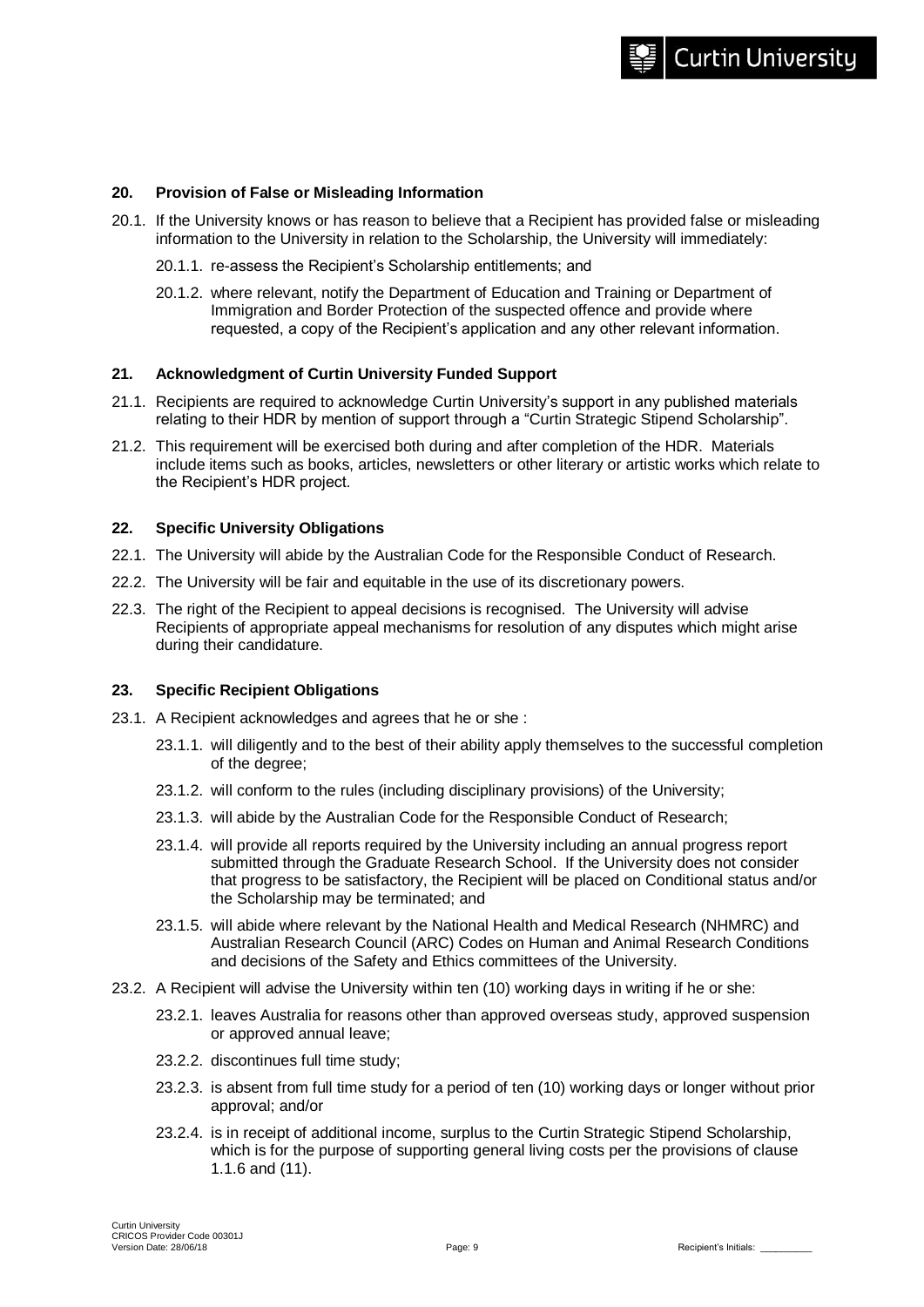## 20. Provision of False or Misleading Information

20.1. If the University knows or has reason to believe that a Recipient has provided false or misleading information to the University in relation to the Scholarship, the University will immediately:

20.1.1. re-assess the Recipient's Scholarship entitlements; and

20.1.2. where relevant, notify the Department of Education and Training or Department of Immigration and Border Protection of the suspected offence and provide where requested, a copy of the Recipient's application and any other relevant information.

## 21. Acknowledgment of Curtin University Funded Support

21.1. Recipients are required to acknowledge Curtin University's support in any published materials relating to their HDR by mention of support through a "Curtin Strategic Stipend Scholarship".

21.2. This requirement will be exercised both during and after completion of the HDR. Materials include items such as books, articles, newsletters or other literary or artistic works which relate to the Recipient's HDR project.

## 22. Specific University Obligations

22.1. The University will abide by the Australian Code for the Responsible Conduct of Research.

22.2. The University will be fair and equitable in the use of its discretionary powers.

22.3. The right of the Recipient to appeal decisions is recognised. The University will advise Recipients of appropriate appeal mechanisms for resolution of any disputes which might arise during their candidature.

## 23. Specific Recipient Obligations

23.1. A Recipient acknowledges and agrees that he or she :

23.1.1. will diligently and to the best of their ability apply themselves to the successful completion of the degree;

23.1.2. will conform to the rules (including disciplinary provisions) of the University;

23.1.3. will abide by the Australian Code for the Responsible Conduct of Research;

23.1.4. will provide all reports required by the University including an annual progress report submitted through the Graduate Research School. If the University does not consider that progress to be satisfactory, the Recipient will be placed on Conditional status and/or the Scholarship may be terminated; and

23.1.5. will abide where relevant by the National Health and Medical Research (NHMRC) and Australian Research Council (ARC) Codes on Human and Animal Research Conditions and decisions of the Safety and Ethics committees of the University.

23.2. A Recipient will advise the University within ten (10) working days in writing if he or she:

23.2.1. leaves Australia for reasons other than approved overseas study, approved suspension or approved annual leave;

23.2.2. discontinues full time study;

23.2.3. is absent from full time study for a period of ten (10) working days or longer without prior approval; and/or

23.2.4. is in receipt of additional income, surplus to the Curtin Strategic Stipend Scholarship, which is for the purpose of supporting general living costs per the provisions of clause 1.1.6 and (11).

Recipient's Initials: _________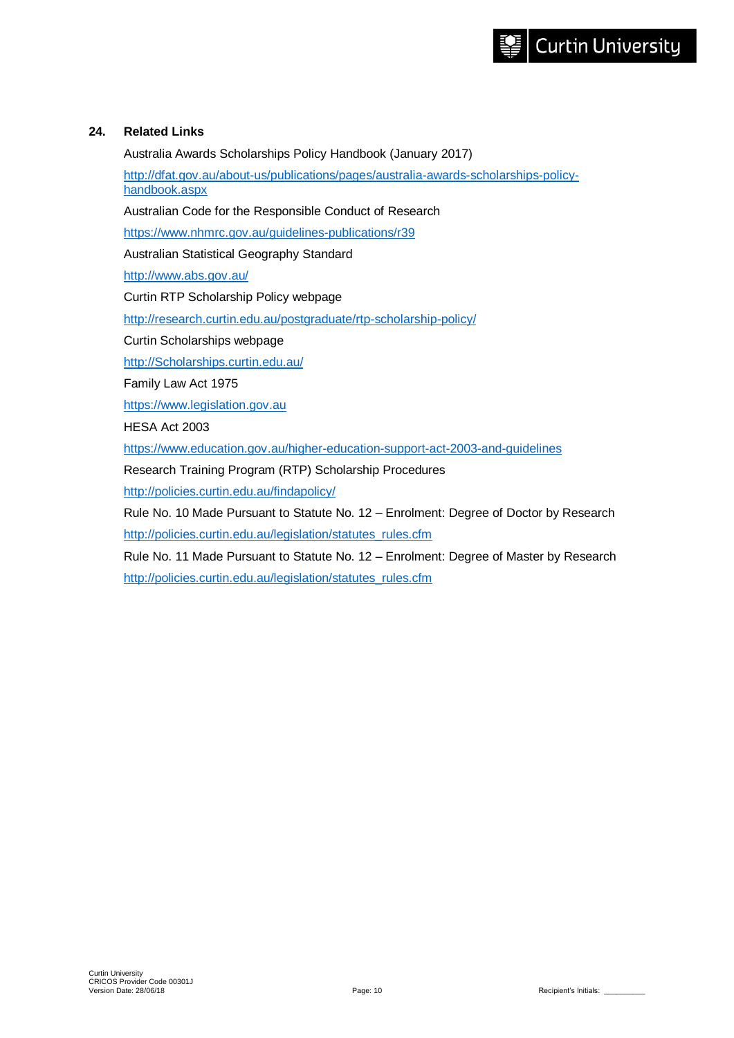## 24. Related Links

Australia Awards Scholarships Policy Handbook (January 2017)

http://dfat.gov.au/about-us/publications/pages/australia-awards-scholarships-policy-handbook.aspx

Australian Code for the Responsible Conduct of Research

https://www.nhmrc.gov.au/guidelines-publications/r39

Australian Statistical Geography Standard

http://www.abs.gov.au/

Curtin RTP Scholarship Policy webpage

http://research.curtin.edu.au/postgraduate/rtp-scholarship-policy/

Curtin Scholarships webpage

http://Scholarships.curtin.edu.au/

Family Law Act 1975

https://www.legislation.gov.au

HESA Act 2003

https://www.education.gov.au/higher-education-support-act-2003-and-guidelines

Research Training Program (RTP) Scholarship Procedures

http://policies.curtin.edu.au/findapolicy/

Rule No. 10 Made Pursuant to Statute No. 12 – Enrolment: Degree of Doctor by Research

http://policies.curtin.edu.au/legislation/statutes_rules.cfm

Rule No. 11 Made Pursuant to Statute No. 12 – Enrolment: Degree of Master by Research

http://policies.curtin.edu.au/legislation/statutes_rules.cfm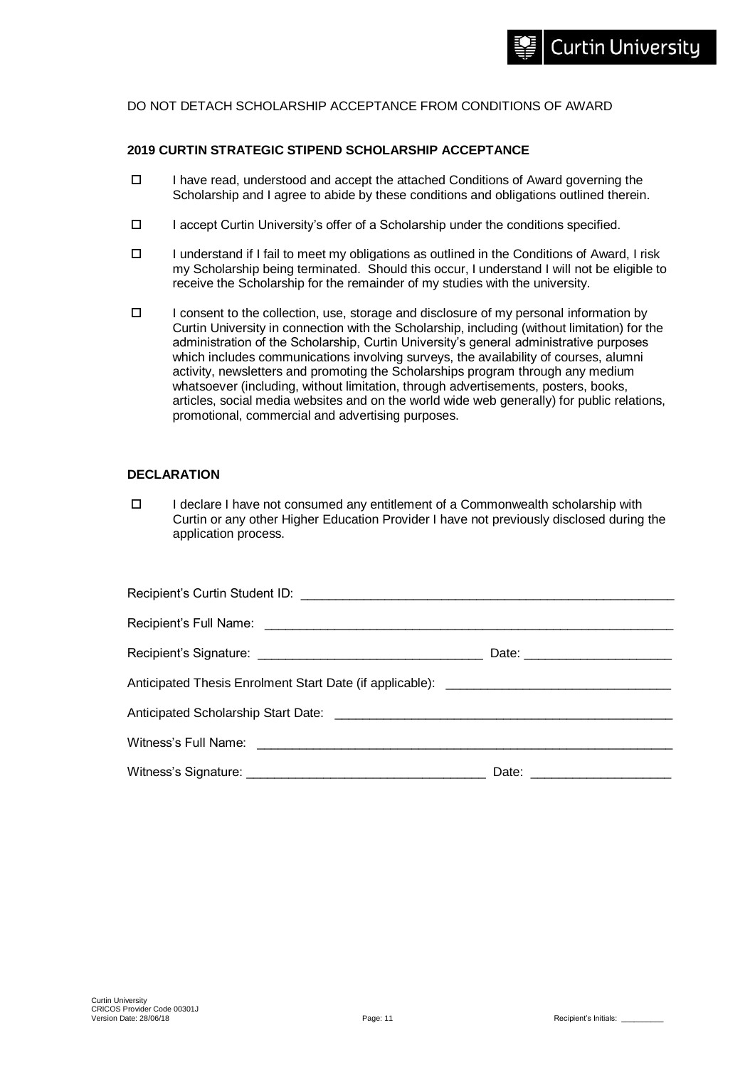DO NOT DETACH SCHOLARSHIP ACCEPTANCE FROM CONDITIONS OF AWARD

**2019 CURTIN STRATEGIC STIPEND SCHOLARSHIP ACCEPTANCE**

- ☐ I have read, understood and accept the attached Conditions of Award governing the Scholarship and I agree to abide by these conditions and obligations outlined therein.
- ☐ I accept Curtin University's offer of a Scholarship under the conditions specified.
- ☐ I understand if I fail to meet my obligations as outlined in the Conditions of Award, I risk my Scholarship being terminated. Should this occur, I understand I will not be eligible to receive the Scholarship for the remainder of my studies with the university.
- ☐ I consent to the collection, use, storage and disclosure of my personal information by Curtin University in connection with the Scholarship, including (without limitation) for the administration of the Scholarship, Curtin University's general administrative purposes which includes communications involving surveys, the availability of courses, alumni activity, newsletters and promoting the Scholarships program through any medium whatsoever (including, without limitation, through advertisements, posters, books, articles, social media websites and on the world wide web generally) for public relations, promotional, commercial and advertising purposes.

**DECLARATION**

- ☐ I declare I have not consumed any entitlement of a Commonwealth scholarship with Curtin or any other Higher Education Provider I have not previously disclosed during the application process.

Recipient's Curtin Student ID: ______________________________________________________

Recipient's Full Name: ____________________________________________________________

Recipient's Signature: ________________________________ Date: _____________________

Anticipated Thesis Enrolment Start Date (if applicable): _______________________________

Anticipated Scholarship Start Date: _________________________________________________

Witness's Full Name: ______________________________________________________________

Witness's Signature: _________________________________ Date: ____________________

Recipient's Initials: _________